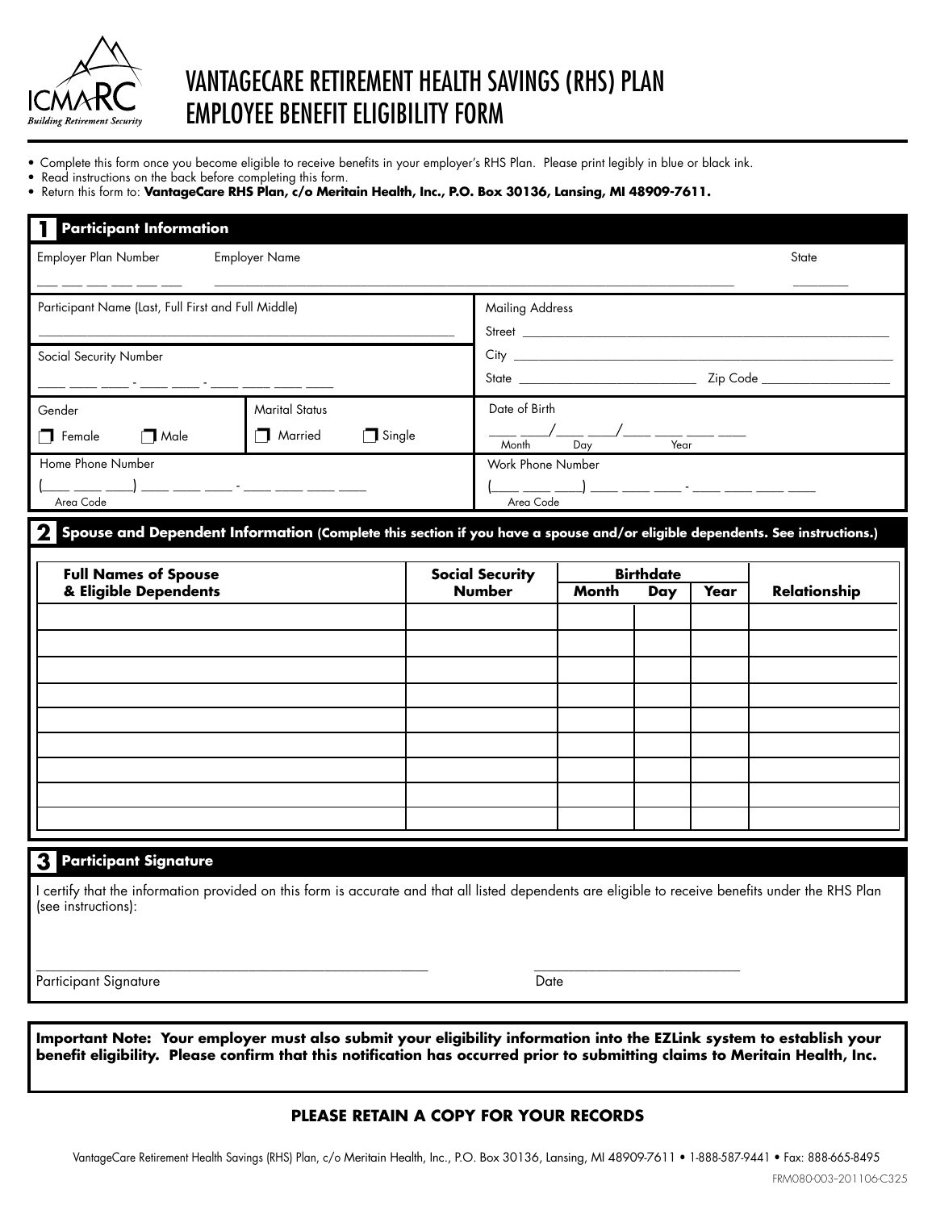ICMARC
*Building Retirement Security*

# VANTAGECARE RETIREMENT HEALTH SAVINGS (RHS) PLAN EMPLOYEE BENEFIT ELIGIBILITY FORM

- Complete this form once you become eligible to receive benefits in your employer's RHS Plan. Please print legibly in blue or black ink.
- Read instructions on the back before completing this form.
- Return this form to: **VantageCare RHS Plan, c/o Meritain Health, Inc., P.O. Box 30136, Lansing, MI 48909-7611.**

## 1 Participant Information

Employer Plan Number ___ ___ ___ ___ ___ ___

Employer Name ____________________________________________

State ________

Participant Name (Last, Full First and Full Middle) ____________________________________________

Mailing Address

Street ____________________________________________

City ____________________________________________

State ______________________ Zip Code ________________

Social Security Number ___ ___ ___ - ___ ___ - ___ ___ ___ ___

Gender

☐ Female ☐ Male

Marital Status

☐ Married ☐ Single

Date of Birth ___ ___ / ___ ___ / ___ ___ ___ ___
Month Day Year

Home Phone Number (___ ___ ___) ___ ___ ___ - ___ ___ ___ ___
Area Code

Work Phone Number (___ ___ ___) ___ ___ ___ - ___ ___ ___ ___
Area Code

## 2 Spouse and Dependent Information (Complete this section if you have a spouse and/or eligible dependents. See instructions.)

| Full Names of Spouse & Eligible Dependents | Social Security Number | Birthdate | | | Relationship |
|---|---|---|---|---|---|
| | | Month | Day | Year | |
| | | | | | |
| | | | | | |
| | | | | | |
| | | | | | |
| | | | | | |
| | | | | | |
| | | | | | |
| | | | | | |
| | | | | | |

## 3 Participant Signature

I certify that the information provided on this form is accurate and that all listed dependents are eligible to receive benefits under the RHS Plan (see instructions):

______________________________ ______________________
Participant Signature Date

**Important Note: Your employer must also submit your eligibility information into the EZLink system to establish your benefit eligibility. Please confirm that this notification has occurred prior to submitting claims to Meritain Health, Inc.**

**PLEASE RETAIN A COPY FOR YOUR RECORDS**

VantageCare Retirement Health Savings (RHS) Plan, c/o Meritain Health, Inc., P.O. Box 30136, Lansing, MI 48909-7611 • 1-888-587-9441 • Fax: 888-665-8495

FRM080-003-201106-C325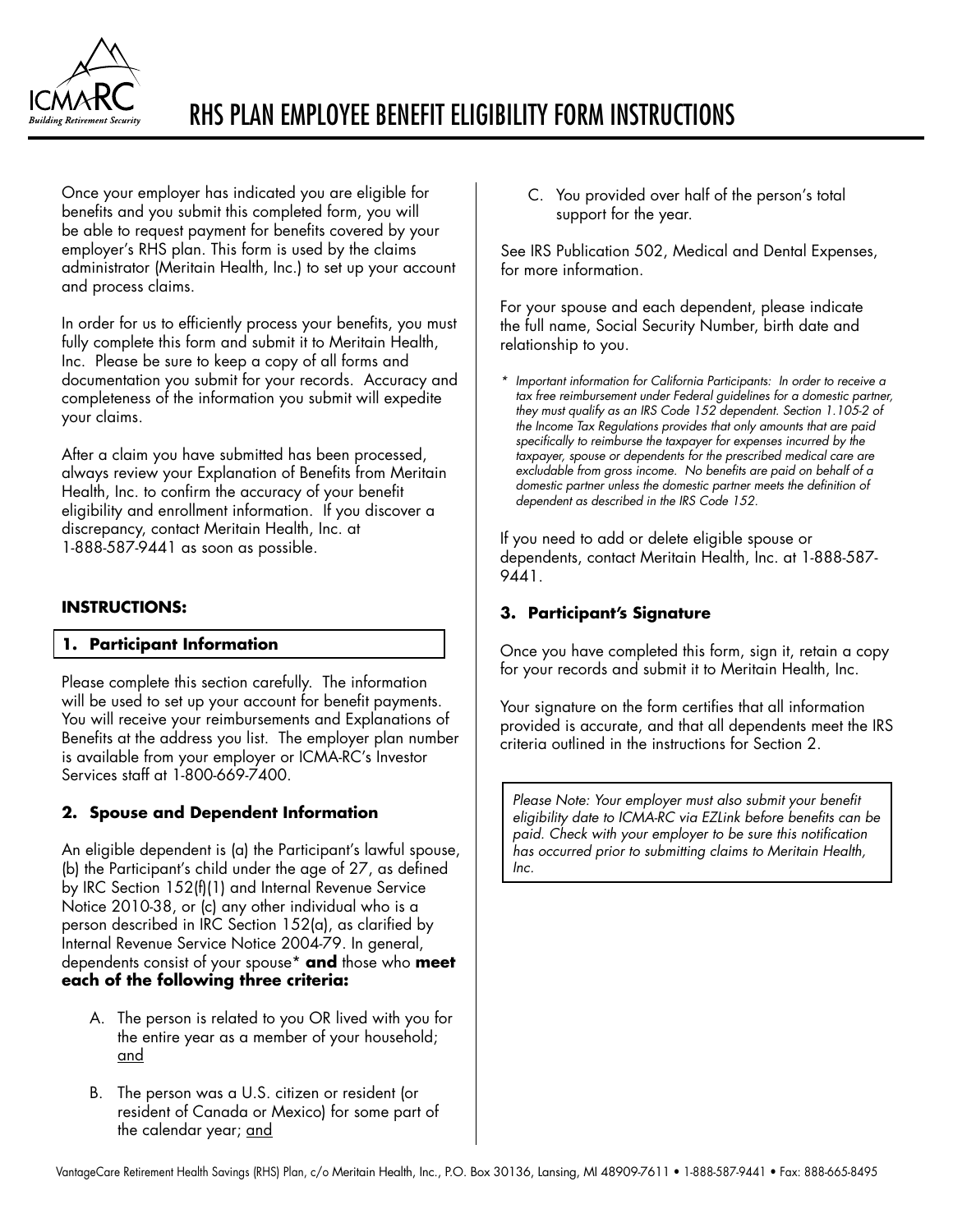# RHS PLAN EMPLOYEE BENEFIT ELIGIBILITY FORM INSTRUCTIONS

Once your employer has indicated you are eligible for benefits and you submit this completed form, you will be able to request payment for benefits covered by your employer's RHS plan. This form is used by the claims administrator (Meritain Health, Inc.) to set up your account and process claims.

In order for us to efficiently process your benefits, you must fully complete this form and submit it to Meritain Health, Inc. Please be sure to keep a copy of all forms and documentation you submit for your records. Accuracy and completeness of the information you submit will expedite your claims.

After a claim you have submitted has been processed, always review your Explanation of Benefits from Meritain Health, Inc. to confirm the accuracy of your benefit eligibility and enrollment information. If you discover a discrepancy, contact Meritain Health, Inc. at 1-888-587-9441 as soon as possible.

**INSTRUCTIONS:**

### 1. Participant Information

Please complete this section carefully. The information will be used to set up your account for benefit payments. You will receive your reimbursements and Explanations of Benefits at the address you list. The employer plan number is available from your employer or ICMA-RC's Investor Services staff at 1-800-669-7400.

### 2. Spouse and Dependent Information

An eligible dependent is (a) the Participant's lawful spouse, (b) the Participant's child under the age of 27, as defined by IRC Section 152(f)(1) and Internal Revenue Service Notice 2010-38, or (c) any other individual who is a person described in IRC Section 152(a), as clarified by Internal Revenue Service Notice 2004-79. In general, dependents consist of your spouse* **and** those who **meet each of the following three criteria:**

A. The person is related to you OR lived with you for the entire year as a member of your household; and

B. The person was a U.S. citizen or resident (or resident of Canada or Mexico) for some part of the calendar year; and

C. You provided over half of the person's total support for the year.

See IRS Publication 502, Medical and Dental Expenses, for more information.

For your spouse and each dependent, please indicate the full name, Social Security Number, birth date and relationship to you.

*\* Important information for California Participants: In order to receive a tax free reimbursement under Federal guidelines for a domestic partner, they must qualify as an IRS Code 152 dependent. Section 1.105-2 of the Income Tax Regulations provides that only amounts that are paid specifically to reimburse the taxpayer for expenses incurred by the taxpayer, spouse or dependents for the prescribed medical care are excludable from gross income. No benefits are paid on behalf of a domestic partner unless the domestic partner meets the definition of dependent as described in the IRS Code 152.*

If you need to add or delete eligible spouse or dependents, contact Meritain Health, Inc. at 1-888-587-9441.

### 3. Participant's Signature

Once you have completed this form, sign it, retain a copy for your records and submit it to Meritain Health, Inc.

Your signature on the form certifies that all information provided is accurate, and that all dependents meet the IRS criteria outlined in the instructions for Section 2.

*Please Note: Your employer must also submit your benefit eligibility date to ICMA-RC via EZLink before benefits can be paid. Check with your employer to be sure this notification has occurred prior to submitting claims to Meritain Health, Inc.*

VantageCare Retirement Health Savings (RHS) Plan, c/o Meritain Health, Inc., P.O. Box 30136, Lansing, MI 48909-7611 • 1-888-587-9441 • Fax: 888-665-8495